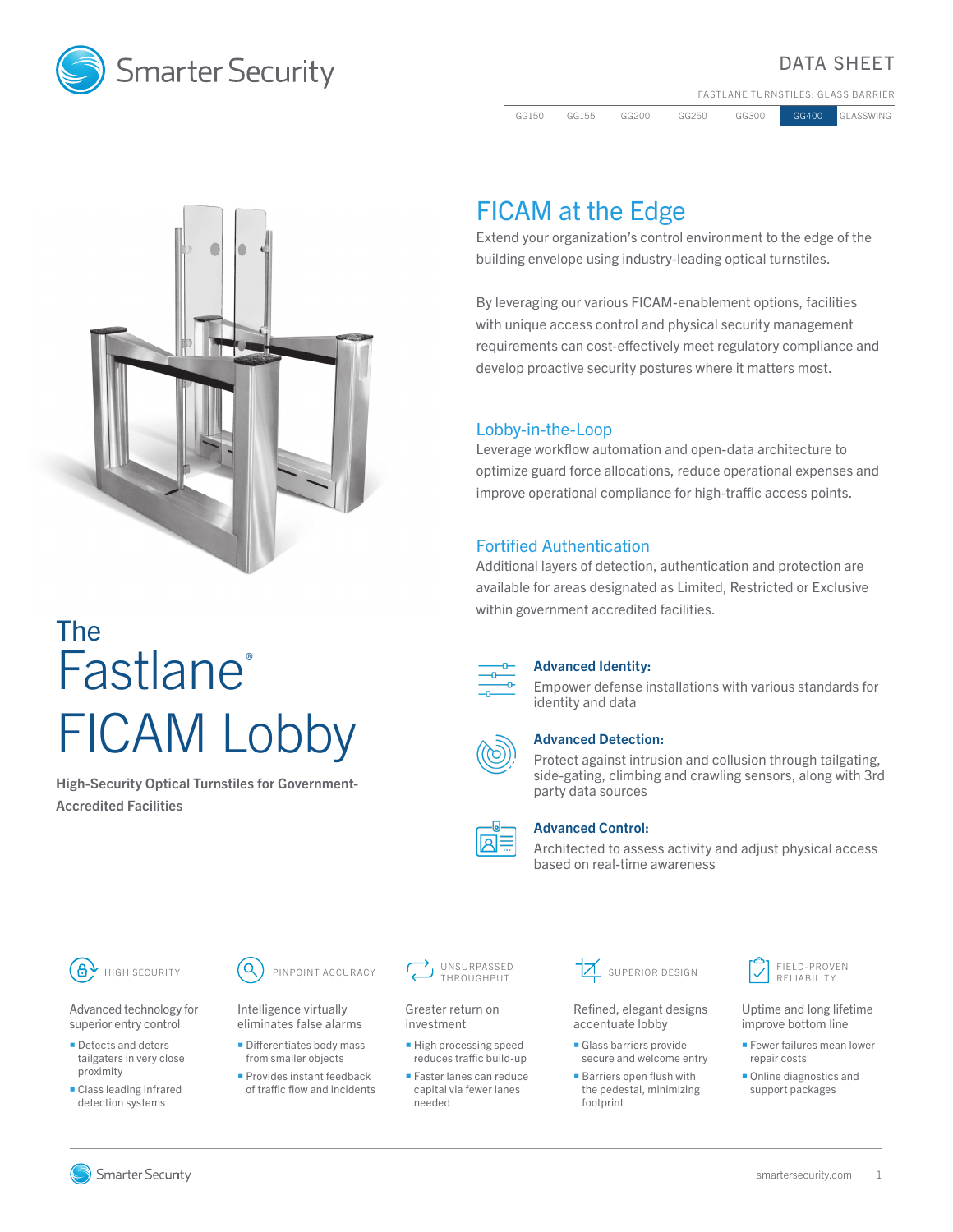Smarter Security

DATA SHEET

FASTLANE TURNSTILES: GLASS BARRIER

GG150 | GG155 | GG200 | GG250 | GG300 | GG400 | GLASSWING

# The Fastlane® FICAM Lobby

**High-Security Optical Turnstiles for Government-Accredited Facilities**

## FICAM at the Edge

Extend your organization's control environment to the edge of the building envelope using industry-leading optical turnstiles.

By leveraging our various FICAM-enablement options, facilities with unique access control and physical security management requirements can cost-effectively meet regulatory compliance and develop proactive security postures where it matters most.

### Lobby-in-the-Loop

Leverage workflow automation and open-data architecture to optimize guard force allocations, reduce operational expenses and improve operational compliance for high-traffic access points.

### Fortified Authentication

Additional layers of detection, authentication and protection are available for areas designated as Limited, Restricted or Exclusive within government accredited facilities.

**Advanced Identity:**
Empower defense installations with various standards for identity and data

**Advanced Detection:**
Protect against intrusion and collusion through tailgating, side-gating, climbing and crawling sensors, along with 3rd party data sources

**Advanced Control:**
Architected to assess activity and adjust physical access based on real-time awareness

#### HIGH SECURITY

Advanced technology for superior entry control

- Detects and deters tailgaters in very close proximity
- Class leading infrared detection systems

#### PINPOINT ACCURACY

Intelligence virtually eliminates false alarms

- Differentiates body mass from smaller objects
- Provides instant feedback of traffic flow and incidents

#### UNSURPASSED THROUGHPUT

Greater return on investment

- High processing speed reduces traffic build-up
- Faster lanes can reduce capital via fewer lanes needed

#### SUPERIOR DESIGN

Refined, elegant designs accentuate lobby

- Glass barriers provide secure and welcome entry
- Barriers open flush with the pedestal, minimizing footprint

#### FIELD-PROVEN RELIABILITY

Uptime and long lifetime improve bottom line

- Fewer failures mean lower repair costs
- Online diagnostics and support packages

Smarter Security

smartersecurity.com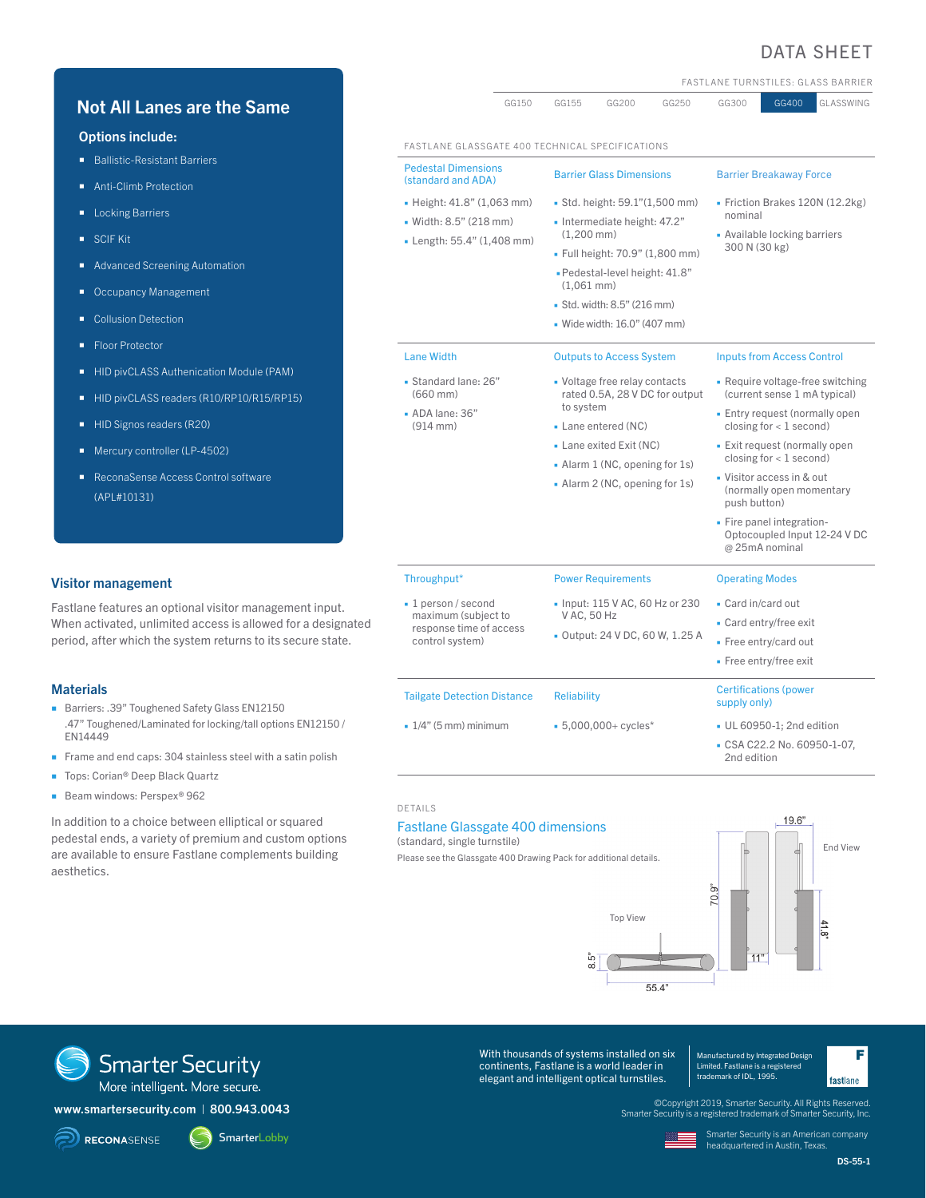# DATA SHEET

FASTLANE TURNSTILES: GLASS BARRIER

GG150 | GG155 | GG200 | GG250 | GG300 | **GG400** | GLASSWING

## Not All Lanes are the Same

### Options include:

- Ballistic-Resistant Barriers
- Anti-Climb Protection
- Locking Barriers
- SCIF Kit
- Advanced Screening Automation
- Occupancy Management
- Collusion Detection
- Floor Protector
- HID pivCLASS Authenication Module (PAM)
- HID pivCLASS readers (R10/RP10/R15/RP15)
- HID Signos readers (R20)
- Mercury controller (LP-4502)
- ReconaSense Access Control software (APL#10131)

### Visitor management

Fastlane features an optional visitor management input. When activated, unlimited access is allowed for a designated period, after which the system returns to its secure state.

### Materials

- Barriers: .39" Toughened Safety Glass EN12150
  .47" Toughened/Laminated for locking/tall options EN12150 / EN14449
- Frame and end caps: 304 stainless steel with a satin polish
- Tops: Corian® Deep Black Quartz
- Beam windows: Perspex® 962

In addition to a choice between elliptical or squared pedestal ends, a variety of premium and custom options are available to ensure Fastlane complements building aesthetics.

## FASTLANE GLASSGATE 400 TECHNICAL SPECIFICATIONS

**Pedestal Dimensions (standard and ADA)**

- Height: 41.8" (1,063 mm)
- Width: 8.5" (218 mm)
- Length: 55.4" (1,408 mm)

**Barrier Glass Dimensions**

- Std. height: 59.1"(1,500 mm)
- Intermediate height: 47.2" (1,200 mm)
- Full height: 70.9" (1,800 mm)
- Pedestal-level height: 41.8" (1,061 mm)
- Std. width: 8.5" (216 mm)
- Wide width: 16.0" (407 mm)

**Barrier Breakaway Force**

- Friction Brakes 120N (12.2kg) nominal
- Available locking barriers 300 N (30 kg)

**Lane Width**

- Standard lane: 26" (660 mm)
- ADA lane: 36" (914 mm)

**Outputs to Access System**

- Voltage free relay contacts rated 0.5A, 28 V DC for output to system
- Lane entered (NC)
- Lane exited Exit (NC)
- Alarm 1 (NC, opening for 1s)
- Alarm 2 (NC, opening for 1s)

**Inputs from Access Control**

- Require voltage-free switching (current sense 1 mA typical)
- Entry request (normally open closing for < 1 second)
- Exit request (normally open closing for < 1 second)
- Visitor access in & out (normally open momentary push button)
- Fire panel integration- Optocoupled Input 12-24 V DC @ 25mA nominal

**Throughput***

- 1 person / second maximum (subject to response time of access control system)

**Power Requirements**

- Input: 115 V AC, 60 Hz or 230 V AC, 50 Hz
- Output: 24 V DC, 60 W, 1.25 A

**Operating Modes**

- Card in/card out
- Card entry/free exit
- Free entry/card out
- Free entry/free exit

**Tailgate Detection Distance**

- 1/4" (5 mm) minimum

**Reliability**

- 5,000,000+ cycles*

**Certifications (power supply only)**

- UL 60950-1; 2nd edition
- CSA C22.2 No. 60950-1-07, 2nd edition

DETAILS

### Fastlane Glassgate 400 dimensions

(standard, single turnstile)

Please see the Glassgate 400 Drawing Pack for additional details.

Top View
8.5"
55.4"
70.9"
19.6"
End View
41.8"
11"

Smarter Security
More intelligent. More secure.

www.smartersecurity.com | 800.943.0043

RECONASENSE | SmarterLobby

With thousands of systems installed on six continents, Fastlane is a world leader in elegant and intelligent optical turnstiles.

Manufactured by Integrated Design Limited. Fastlane is a registered trademark of IDL, 1995.

fastlane

©Copyright 2019, Smarter Security. All Rights Reserved. Smarter Security is a registered trademark of Smarter Security, Inc.

Smarter Security is an American company headquartered in Austin, Texas.

DS-55-1